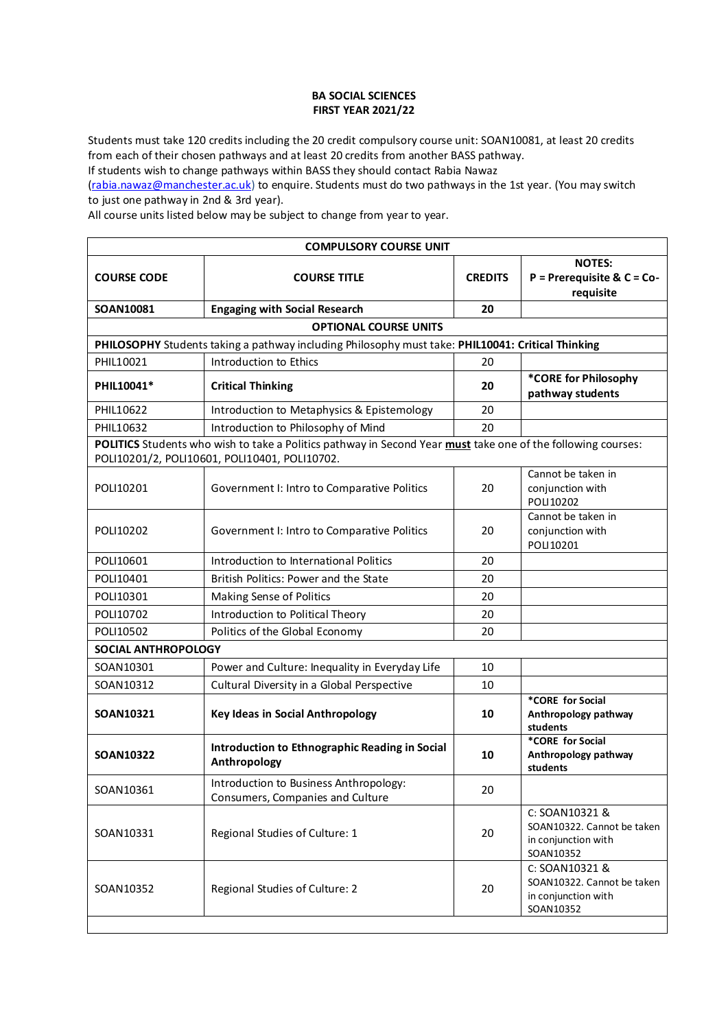# BA SOCIAL SCIENCES
## FIRST YEAR 2021/22

Students must take 120 credits including the 20 credit compulsory course unit: SOAN10081, at least 20 credits from each of their chosen pathways and at least 20 credits from another BASS pathway.
If students wish to change pathways within BASS they should contact Rabia Nawaz (rabia.nawaz@manchester.ac.uk) to enquire. Students must do two pathways in the 1st year. (You may switch to just one pathway in 2nd & 3rd year).
All course units listed below may be subject to change from year to year.

| COMPULSORY COURSE UNIT | | | |
|---|---|---|---|
| **COURSE CODE** | **COURSE TITLE** | **CREDITS** | **NOTES: P = Prerequisite & C = Co-requisite** |
| **SOAN10081** | **Engaging with Social Research** | **20** | |
| **OPTIONAL COURSE UNITS** | | | |
| **PHILOSOPHY** Students taking a pathway including Philosophy must take: **PHIL10041: Critical Thinking** | | | |
| PHIL10021 | Introduction to Ethics | 20 | |
| **PHIL10041*** | **Critical Thinking** | **20** | ***CORE for Philosophy pathway students** |
| PHIL10622 | Introduction to Metaphysics & Epistemology | 20 | |
| PHIL10632 | Introduction to Philosophy of Mind | 20 | |
| **POLITICS** Students who wish to take a Politics pathway in Second Year **must** take one of the following courses: POLI10201/2, POLI10601, POLI10401, POLI10702. | | | |
| POLI10201 | Government I: Intro to Comparative Politics | 20 | Cannot be taken in conjunction with POLI10202 |
| POLI10202 | Government I: Intro to Comparative Politics | 20 | Cannot be taken in conjunction with POLI10201 |
| POLI10601 | Introduction to International Politics | 20 | |
| POLI10401 | British Politics: Power and the State | 20 | |
| POLI10301 | Making Sense of Politics | 20 | |
| POLI10702 | Introduction to Political Theory | 20 | |
| POLI10502 | Politics of the Global Economy | 20 | |
| **SOCIAL ANTHROPOLOGY** | | | |
| SOAN10301 | Power and Culture: Inequality in Everyday Life | 10 | |
| SOAN10312 | Cultural Diversity in a Global Perspective | 10 | |
| **SOAN10321** | **Key Ideas in Social Anthropology** | **10** | ***CORE for Social Anthropology pathway students** |
| **SOAN10322** | **Introduction to Ethnographic Reading in Social Anthropology** | **10** | ***CORE for Social Anthropology pathway students** |
| SOAN10361 | Introduction to Business Anthropology: Consumers, Companies and Culture | 20 | |
| SOAN10331 | Regional Studies of Culture: 1 | 20 | C: SOAN10321 & SOAN10322. Cannot be taken in conjunction with SOAN10352 |
| SOAN10352 | Regional Studies of Culture: 2 | 20 | C: SOAN10321 & SOAN10322. Cannot be taken in conjunction with SOAN10352 |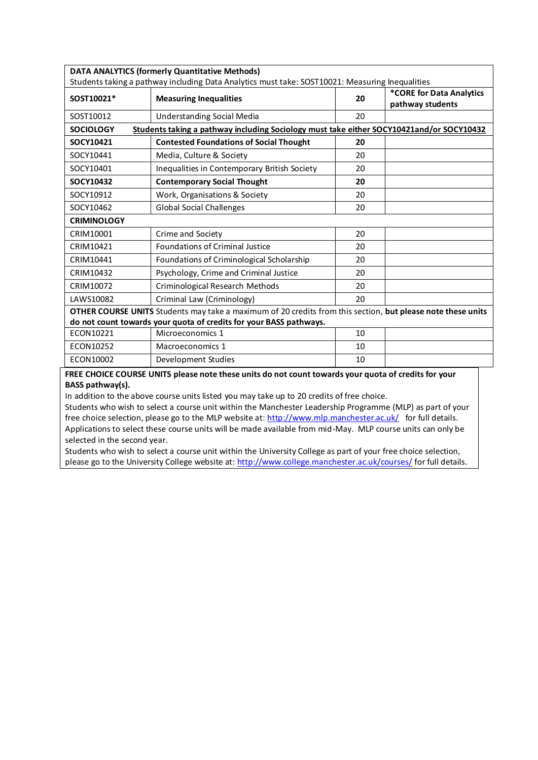| | | | |
|---|---|---|---|
| **DATA ANALYTICS (formerly Quantitative Methods)** Students taking a pathway including Data Analytics must take: SOST10021: Measuring Inequalities | | | |
| **SOST10021*** | **Measuring Inequalities** | **20** | ***CORE for Data Analytics pathway students** |
| SOST10012 | Understanding Social Media | 20 | |
| **SOCIOLOGY** | **Students taking a pathway including Sociology must take either SOCY10421and/or SOCY10432** | | |
| **SOCY10421** | **Contested Foundations of Social Thought** | **20** | |
| SOCY10441 | Media, Culture & Society | 20 | |
| SOCY10401 | Inequalities in Contemporary British Society | 20 | |
| **SOCY10432** | **Contemporary Social Thought** | **20** | |
| SOCY10912 | Work, Organisations & Society | 20 | |
| SOCY10462 | Global Social Challenges | 20 | |
| **CRIMINOLOGY** | | | |
| CRIM10001 | Crime and Society | 20 | |
| CRIM10421 | Foundations of Criminal Justice | 20 | |
| CRIM10441 | Foundations of Criminological Scholarship | 20 | |
| CRIM10432 | Psychology, Crime and Criminal Justice | 20 | |
| CRIM10072 | Criminological Research Methods | 20 | |
| LAWS10082 | Criminal Law (Criminology) | 20 | |
| **OTHER COURSE UNITS** Students may take a maximum of 20 credits from this section, **but please note these units do not count towards your quota of credits for your BASS pathways.** | | | |
| ECON10221 | Microeconomics 1 | 10 | |
| ECON10252 | Macroeconomics 1 | 10 | |
| ECON10002 | Development Studies | 10 | |

**FREE CHOICE COURSE UNITS please note these units do not count towards your quota of credits for your BASS pathway(s).**

In addition to the above course units listed you may take up to 20 credits of free choice.

Students who wish to select a course unit within the Manchester Leadership Programme (MLP) as part of your free choice selection, please go to the MLP website at: http://www.mlp.manchester.ac.uk/ for full details. Applications to select these course units will be made available from mid-May. MLP course units can only be selected in the second year.

Students who wish to select a course unit within the University College as part of your free choice selection, please go to the University College website at: http://www.college.manchester.ac.uk/courses/ for full details.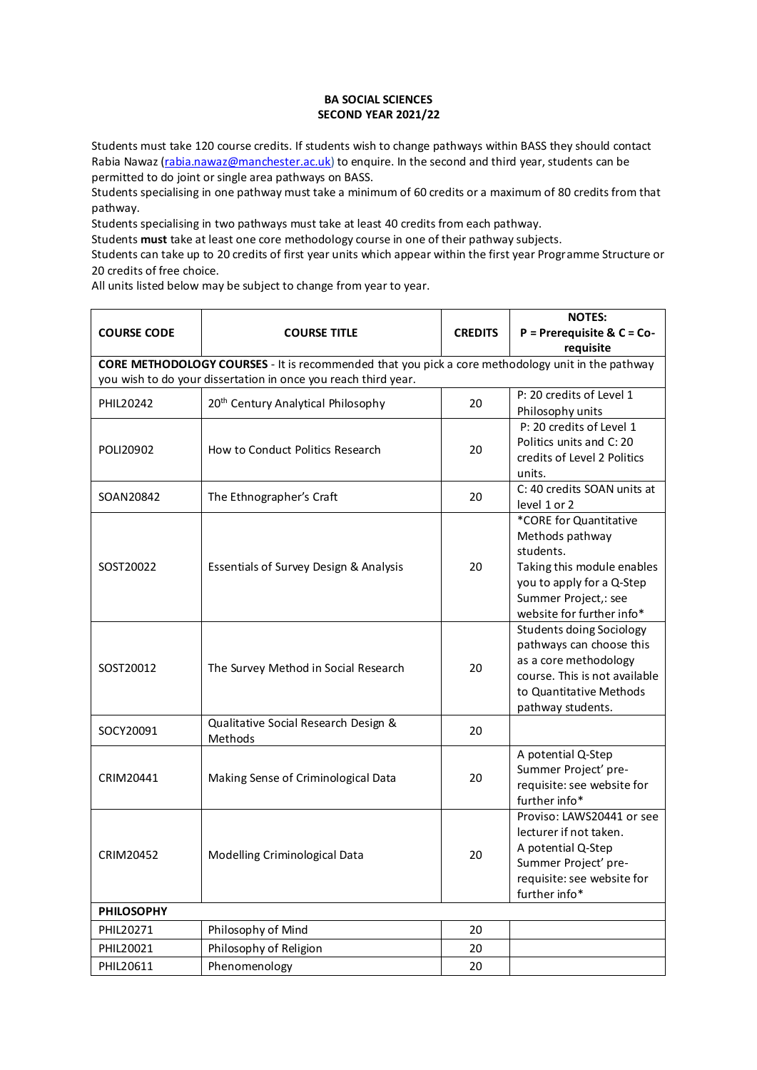**BA SOCIAL SCIENCES**
**SECOND YEAR 2021/22**

Students must take 120 course credits. If students wish to change pathways within BASS they should contact Rabia Nawaz (rabia.nawaz@manchester.ac.uk) to enquire. In the second and third year, students can be permitted to do joint or single area pathways on BASS.

Students specialising in one pathway must take a minimum of 60 credits or a maximum of 80 credits from that pathway.

Students specialising in two pathways must take at least 40 credits from each pathway.

Students **must** take at least one core methodology course in one of their pathway subjects.

Students can take up to 20 credits of first year units which appear within the first year Programme Structure or 20 credits of free choice.

All units listed below may be subject to change from year to year.

| COURSE CODE | COURSE TITLE | CREDITS | NOTES: P = Prerequisite & C = Co-requisite |
|---|---|---|---|
| **CORE METHODOLOGY COURSES** - It is recommended that you pick a core methodology unit in the pathway you wish to do your dissertation in once you reach third year. | | | |
| PHIL20242 | 20th Century Analytical Philosophy | 20 | P: 20 credits of Level 1 Philosophy units |
| POLI20902 | How to Conduct Politics Research | 20 | P: 20 credits of Level 1 Politics units and C: 20 credits of Level 2 Politics units. |
| SOAN20842 | The Ethnographer's Craft | 20 | C: 40 credits SOAN units at level 1 or 2 |
| SOST20022 | Essentials of Survey Design & Analysis | 20 | *CORE for Quantitative Methods pathway students. Taking this module enables you to apply for a Q-Step Summer Project,: see website for further info* |
| SOST20012 | The Survey Method in Social Research | 20 | Students doing Sociology pathways can choose this as a core methodology course. This is not available to Quantitative Methods pathway students. |
| SOCY20091 | Qualitative Social Research Design & Methods | 20 | |
| CRIM20441 | Making Sense of Criminological Data | 20 | A potential Q-Step Summer Project' pre-requisite: see website for further info* |
| CRIM20452 | Modelling Criminological Data | 20 | Proviso: LAWS20441 or see lecturer if not taken. A potential Q-Step Summer Project' pre-requisite: see website for further info* |
| **PHILOSOPHY** | | | |
| PHIL20271 | Philosophy of Mind | 20 | |
| PHIL20021 | Philosophy of Religion | 20 | |
| PHIL20611 | Phenomenology | 20 | |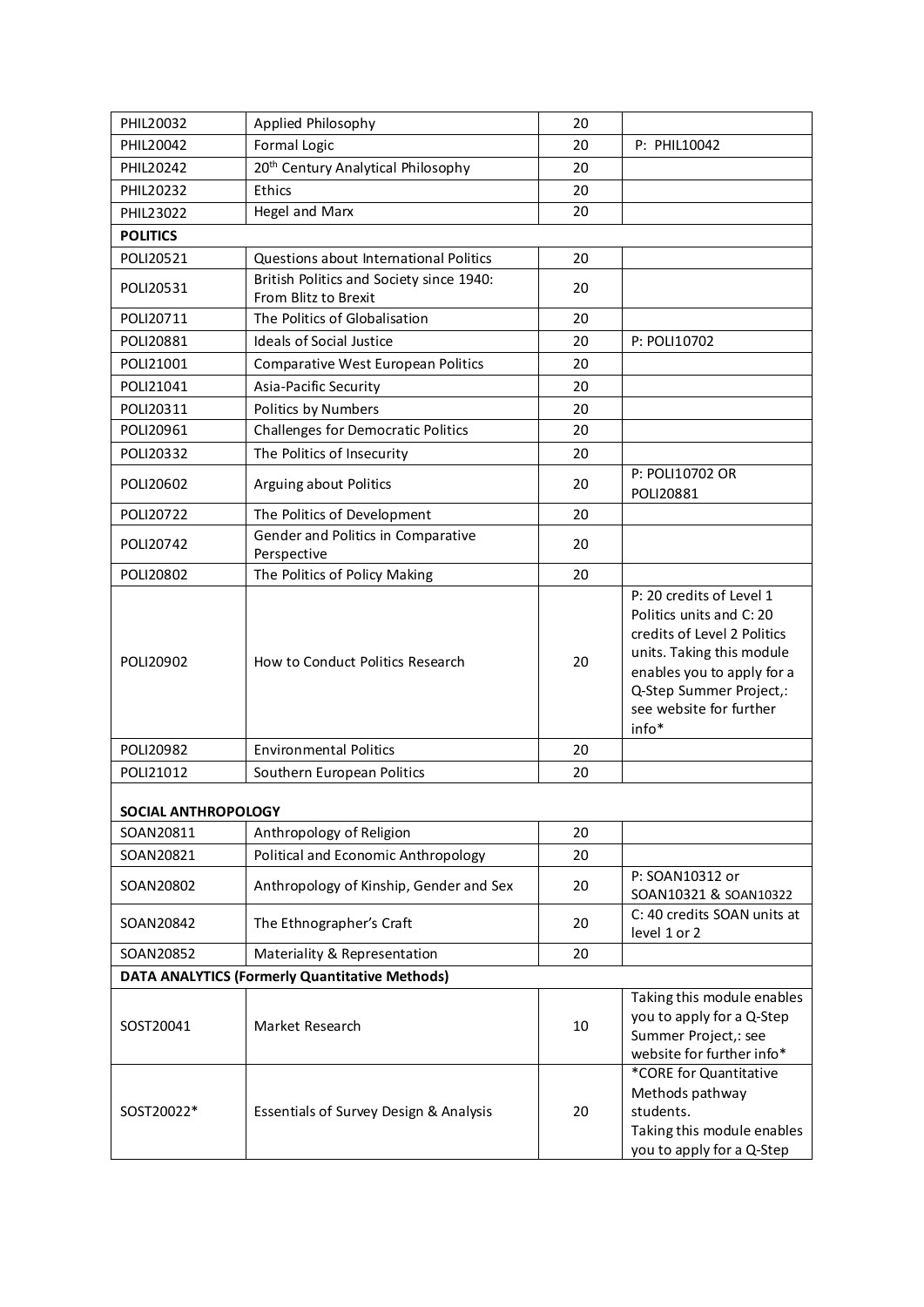| | | | |
|---|---|---|---|
| PHIL20032 | Applied Philosophy | 20 | |
| PHIL20042 | Formal Logic | 20 | P: PHIL10042 |
| PHIL20242 | 20th Century Analytical Philosophy | 20 | |
| PHIL20232 | Ethics | 20 | |
| PHIL23022 | Hegel and Marx | 20 | |
| **POLITICS** | | | |
| POLI20521 | Questions about International Politics | 20 | |
| POLI20531 | British Politics and Society since 1940: From Blitz to Brexit | 20 | |
| POLI20711 | The Politics of Globalisation | 20 | |
| POLI20881 | Ideals of Social Justice | 20 | P: POLI10702 |
| POLI21001 | Comparative West European Politics | 20 | |
| POLI21041 | Asia-Pacific Security | 20 | |
| POLI20311 | Politics by Numbers | 20 | |
| POLI20961 | Challenges for Democratic Politics | 20 | |
| POLI20332 | The Politics of Insecurity | 20 | |
| POLI20602 | Arguing about Politics | 20 | P: POLI10702 OR POLI20881 |
| POLI20722 | The Politics of Development | 20 | |
| POLI20742 | Gender and Politics in Comparative Perspective | 20 | |
| POLI20802 | The Politics of Policy Making | 20 | |
| POLI20902 | How to Conduct Politics Research | 20 | P: 20 credits of Level 1 Politics units and C: 20 credits of Level 2 Politics units. Taking this module enables you to apply for a Q-Step Summer Project,: see website for further info* |
| POLI20982 | Environmental Politics | 20 | |
| POLI21012 | Southern European Politics | 20 | |
| **SOCIAL ANTHROPOLOGY** | | | |
| SOAN20811 | Anthropology of Religion | 20 | |
| SOAN20821 | Political and Economic Anthropology | 20 | |
| SOAN20802 | Anthropology of Kinship, Gender and Sex | 20 | P: SOAN10312 or SOAN10321 & SOAN10322 |
| SOAN20842 | The Ethnographer's Craft | 20 | C: 40 credits SOAN units at level 1 or 2 |
| SOAN20852 | Materiality & Representation | 20 | |
| **DATA ANALYTICS (Formerly Quantitative Methods)** | | | |
| SOST20041 | Market Research | 10 | Taking this module enables you to apply for a Q-Step Summer Project,: see website for further info* |
| SOST20022* | Essentials of Survey Design & Analysis | 20 | *CORE for Quantitative Methods pathway students. Taking this module enables you to apply for a Q-Step |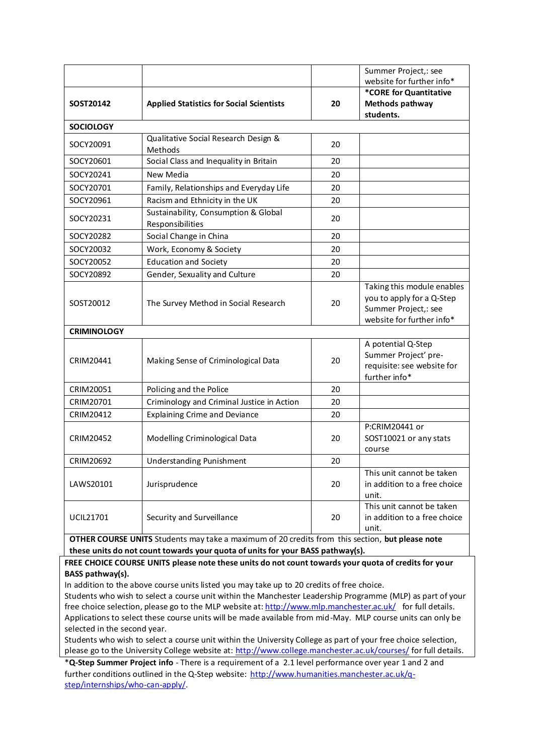| | | | Summer Project,: see website for further info* |
|---|---|---|---|
| **SOST20142** | **Applied Statistics for Social Scientists** | **20** | ***CORE for Quantitative Methods pathway students.** |
| **SOCIOLOGY** | | | |
| SOCY20091 | Qualitative Social Research Design & Methods | 20 | |
| SOCY20601 | Social Class and Inequality in Britain | 20 | |
| SOCY20241 | New Media | 20 | |
| SOCY20701 | Family, Relationships and Everyday Life | 20 | |
| SOCY20961 | Racism and Ethnicity in the UK | 20 | |
| SOCY20231 | Sustainability, Consumption & Global Responsibilities | 20 | |
| SOCY20282 | Social Change in China | 20 | |
| SOCY20032 | Work, Economy & Society | 20 | |
| SOCY20052 | Education and Society | 20 | |
| SOCY20892 | Gender, Sexuality and Culture | 20 | |
| SOST20012 | The Survey Method in Social Research | 20 | Taking this module enables you to apply for a Q-Step Summer Project,: see website for further info* |
| **CRIMINOLOGY** | | | |
| CRIM20441 | Making Sense of Criminological Data | 20 | A potential Q-Step Summer Project' pre-requisite: see website for further info* |
| CRIM20051 | Policing and the Police | 20 | |
| CRIM20701 | Criminology and Criminal Justice in Action | 20 | |
| CRIM20412 | Explaining Crime and Deviance | 20 | |
| CRIM20452 | Modelling Criminological Data | 20 | P:CRIM20441 or SOST10021 or any stats course |
| CRIM20692 | Understanding Punishment | 20 | |
| LAWS20101 | Jurisprudence | 20 | This unit cannot be taken in addition to a free choice unit. |
| UCIL21701 | Security and Surveillance | 20 | This unit cannot be taken in addition to a free choice unit. |

**OTHER COURSE UNITS** Students may take a maximum of 20 credits from this section, **but please note these units do not count towards your quota of units for your BASS pathway(s).**

**FREE CHOICE COURSE UNITS please note these units do not count towards your quota of credits for your BASS pathway(s).**

In addition to the above course units listed you may take up to 20 credits of free choice.

Students who wish to select a course unit within the Manchester Leadership Programme (MLP) as part of your free choice selection, please go to the MLP website at: http://www.mlp.manchester.ac.uk/ for full details. Applications to select these course units will be made available from mid-May. MLP course units can only be selected in the second year.

Students who wish to select a course unit within the University College as part of your free choice selection, please go to the University College website at: http://www.college.manchester.ac.uk/courses/ for full details.

***Q-Step Summer Project info** - There is a requirement of a 2.1 level performance over year 1 and 2 and further conditions outlined in the Q-Step website: http://www.humanities.manchester.ac.uk/q-step/internships/who-can-apply/.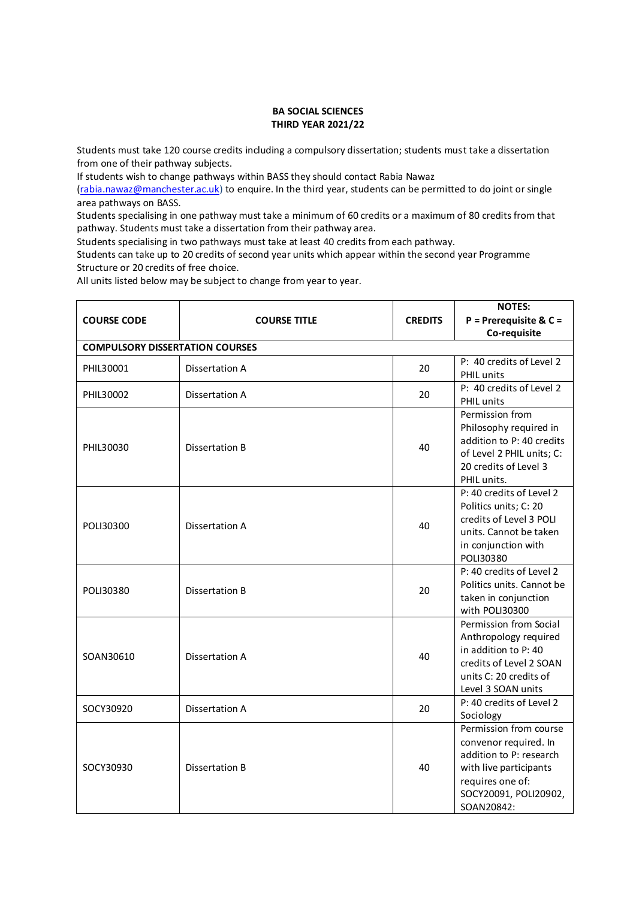**BA SOCIAL SCIENCES**
**THIRD YEAR 2021/22**

Students must take 120 course credits including a compulsory dissertation; students must take a dissertation from one of their pathway subjects.
If students wish to change pathways within BASS they should contact Rabia Nawaz ([rabia.nawaz@manchester.ac.uk](mailto:rabia.nawaz@manchester.ac.uk)) to enquire. In the third year, students can be permitted to do joint or single area pathways on BASS.
Students specialising in one pathway must take a minimum of 60 credits or a maximum of 80 credits from that pathway. Students must take a dissertation from their pathway area.
Students specialising in two pathways must take at least 40 credits from each pathway.
Students can take up to 20 credits of second year units which appear within the second year Programme Structure or 20 credits of free choice.
All units listed below may be subject to change from year to year.

| COURSE CODE | COURSE TITLE | CREDITS | NOTES: P = Prerequisite & C = Co-requisite |
|---|---|---|---|
| **COMPULSORY DISSERTATION COURSES** | | | |
| PHIL30001 | Dissertation A | 20 | P: 40 credits of Level 2 PHIL units |
| PHIL30002 | Dissertation A | 20 | P: 40 credits of Level 2 PHIL units |
| PHIL30030 | Dissertation B | 40 | Permission from Philosophy required in addition to P: 40 credits of Level 2 PHIL units; C: 20 credits of Level 3 PHIL units. |
| POLI30300 | Dissertation A | 40 | P: 40 credits of Level 2 Politics units; C: 20 credits of Level 3 POLI units. Cannot be taken in conjunction with POLI30380 |
| POLI30380 | Dissertation B | 20 | P: 40 credits of Level 2 Politics units. Cannot be taken in conjunction with POLI30300 |
| SOAN30610 | Dissertation A | 40 | Permission from Social Anthropology required in addition to P: 40 credits of Level 2 SOAN units C: 20 credits of Level 3 SOAN units |
| SOCY30920 | Dissertation A | 20 | P: 40 credits of Level 2 Sociology |
| SOCY30930 | Dissertation B | 40 | Permission from course convenor required. In addition to P: research with live participants requires one of: SOCY20091, POLI20902, SOAN20842: |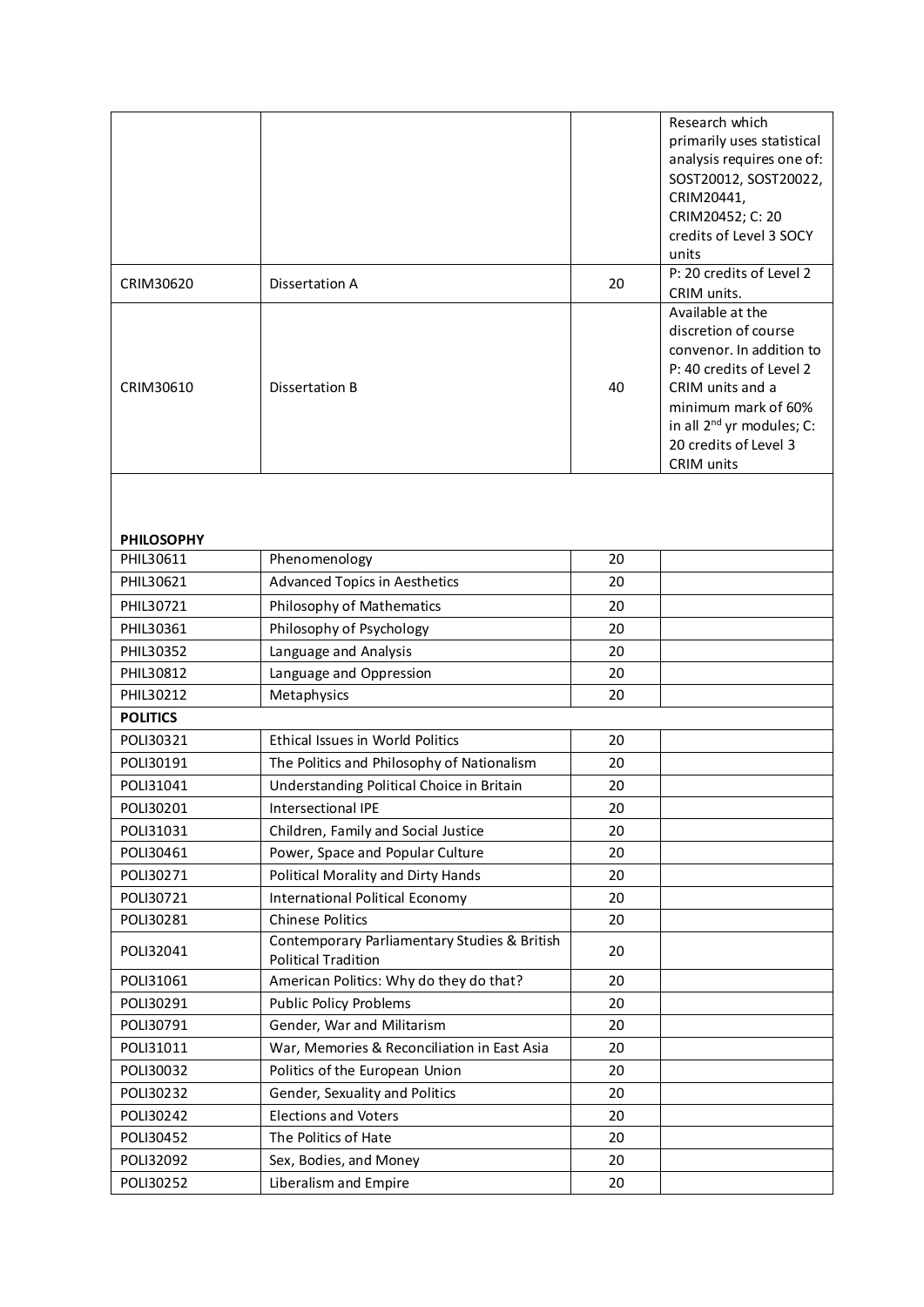| | | | |
|---|---|---|---|
| | | | Research which primarily uses statistical analysis requires one of: SOST20012, SOST20022, CRIM20441, CRIM20452; C: 20 credits of Level 3 SOCY units |
| CRIM30620 | Dissertation A | 20 | P: 20 credits of Level 2 CRIM units. |
| CRIM30610 | Dissertation B | 40 | Available at the discretion of course convenor. In addition to P: 40 credits of Level 2 CRIM units and a minimum mark of 60% in all 2nd yr modules; C: 20 credits of Level 3 CRIM units |
| **PHILOSOPHY** | | | |
| PHIL30611 | Phenomenology | 20 | |
| PHIL30621 | Advanced Topics in Aesthetics | 20 | |
| PHIL30721 | Philosophy of Mathematics | 20 | |
| PHIL30361 | Philosophy of Psychology | 20 | |
| PHIL30352 | Language and Analysis | 20 | |
| PHIL30812 | Language and Oppression | 20 | |
| PHIL30212 | Metaphysics | 20 | |
| **POLITICS** | | | |
| POLI30321 | Ethical Issues in World Politics | 20 | |
| POLI30191 | The Politics and Philosophy of Nationalism | 20 | |
| POLI31041 | Understanding Political Choice in Britain | 20 | |
| POLI30201 | Intersectional IPE | 20 | |
| POLI31031 | Children, Family and Social Justice | 20 | |
| POLI30461 | Power, Space and Popular Culture | 20 | |
| POLI30271 | Political Morality and Dirty Hands | 20 | |
| POLI30721 | International Political Economy | 20 | |
| POLI30281 | Chinese Politics | 20 | |
| POLI32041 | Contemporary Parliamentary Studies & British Political Tradition | 20 | |
| POLI31061 | American Politics: Why do they do that? | 20 | |
| POLI30291 | Public Policy Problems | 20 | |
| POLI30791 | Gender, War and Militarism | 20 | |
| POLI31011 | War, Memories & Reconciliation in East Asia | 20 | |
| POLI30032 | Politics of the European Union | 20 | |
| POLI30232 | Gender, Sexuality and Politics | 20 | |
| POLI30242 | Elections and Voters | 20 | |
| POLI30452 | The Politics of Hate | 20 | |
| POLI32092 | Sex, Bodies, and Money | 20 | |
| POLI30252 | Liberalism and Empire | 20 | |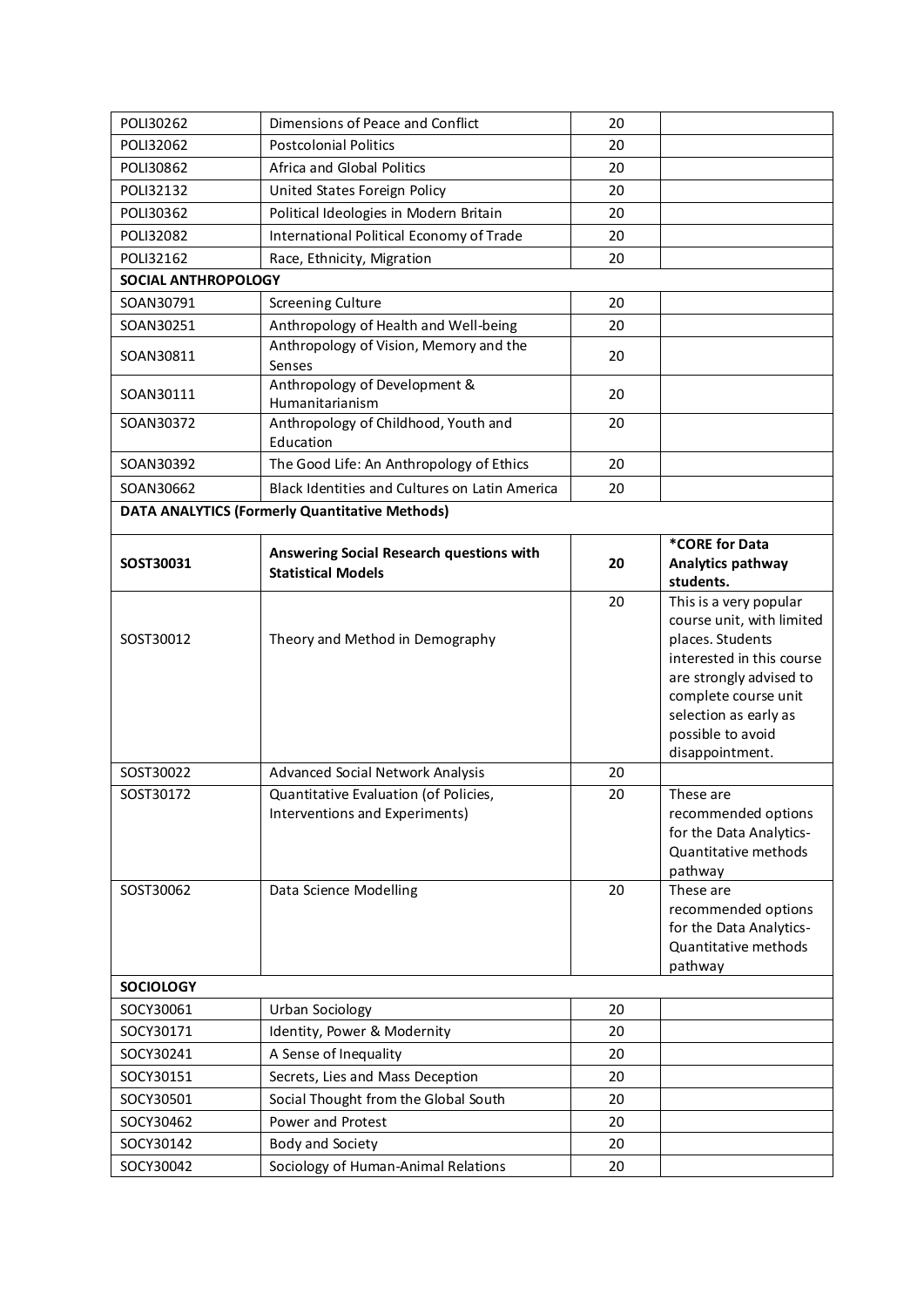| | | | |
|---|---|---|---|
| POLI30262 | Dimensions of Peace and Conflict | 20 | |
| POLI32062 | Postcolonial Politics | 20 | |
| POLI30862 | Africa and Global Politics | 20 | |
| POLI32132 | United States Foreign Policy | 20 | |
| POLI30362 | Political Ideologies in Modern Britain | 20 | |
| POLI32082 | International Political Economy of Trade | 20 | |
| POLI32162 | Race, Ethnicity, Migration | 20 | |
| **SOCIAL ANTHROPOLOGY** | | | |
| SOAN30791 | Screening Culture | 20 | |
| SOAN30251 | Anthropology of Health and Well-being | 20 | |
| SOAN30811 | Anthropology of Vision, Memory and the Senses | 20 | |
| SOAN30111 | Anthropology of Development & Humanitarianism | 20 | |
| SOAN30372 | Anthropology of Childhood, Youth and Education | 20 | |
| SOAN30392 | The Good Life: An Anthropology of Ethics | 20 | |
| SOAN30662 | Black Identities and Cultures on Latin America | 20 | |
| **DATA ANALYTICS (Formerly Quantitative Methods)** | | | |
| **SOST30031** | **Answering Social Research questions with Statistical Models** | **20** | **\*CORE for Data Analytics pathway students.** |
| SOST30012 | Theory and Method in Demography | 20 | This is a very popular course unit, with limited places. Students interested in this course are strongly advised to complete course unit selection as early as possible to avoid disappointment. |
| SOST30022 | Advanced Social Network Analysis | 20 | |
| SOST30172 | Quantitative Evaluation (of Policies, Interventions and Experiments) | 20 | These are recommended options for the Data Analytics-Quantitative methods pathway |
| SOST30062 | Data Science Modelling | 20 | These are recommended options for the Data Analytics-Quantitative methods pathway |
| **SOCIOLOGY** | | | |
| SOCY30061 | Urban Sociology | 20 | |
| SOCY30171 | Identity, Power & Modernity | 20 | |
| SOCY30241 | A Sense of Inequality | 20 | |
| SOCY30151 | Secrets, Lies and Mass Deception | 20 | |
| SOCY30501 | Social Thought from the Global South | 20 | |
| SOCY30462 | Power and Protest | 20 | |
| SOCY30142 | Body and Society | 20 | |
| SOCY30042 | Sociology of Human-Animal Relations | 20 | |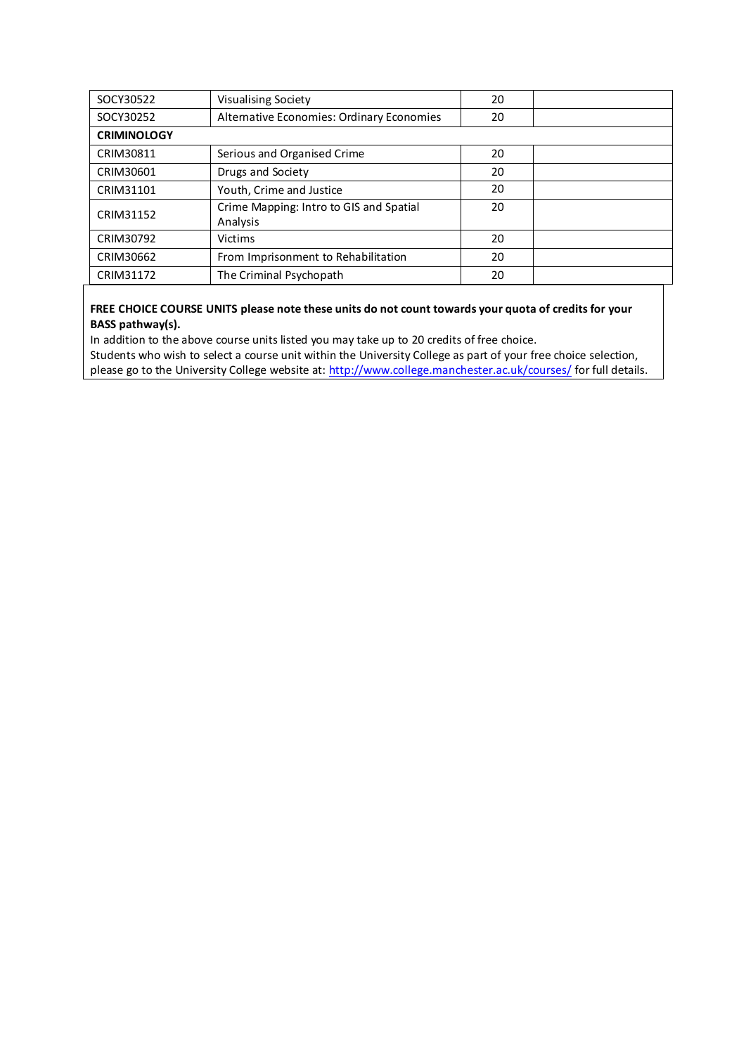| | | | |
|---|---|---|---|
| SOCY30522 | Visualising Society | 20 | |
| SOCY30252 | Alternative Economies: Ordinary Economies | 20 | |
| **CRIMINOLOGY** | | | |
| CRIM30811 | Serious and Organised Crime | 20 | |
| CRIM30601 | Drugs and Society | 20 | |
| CRIM31101 | Youth, Crime and Justice | 20 | |
| CRIM31152 | Crime Mapping: Intro to GIS and Spatial Analysis | 20 | |
| CRIM30792 | Victims | 20 | |
| CRIM30662 | From Imprisonment to Rehabilitation | 20 | |
| CRIM31172 | The Criminal Psychopath | 20 | |

**FREE CHOICE COURSE UNITS please note these units do not count towards your quota of credits for your BASS pathway(s).**

In addition to the above course units listed you may take up to 20 credits of free choice.

Students who wish to select a course unit within the University College as part of your free choice selection, please go to the University College website at: http://www.college.manchester.ac.uk/courses/ for full details.